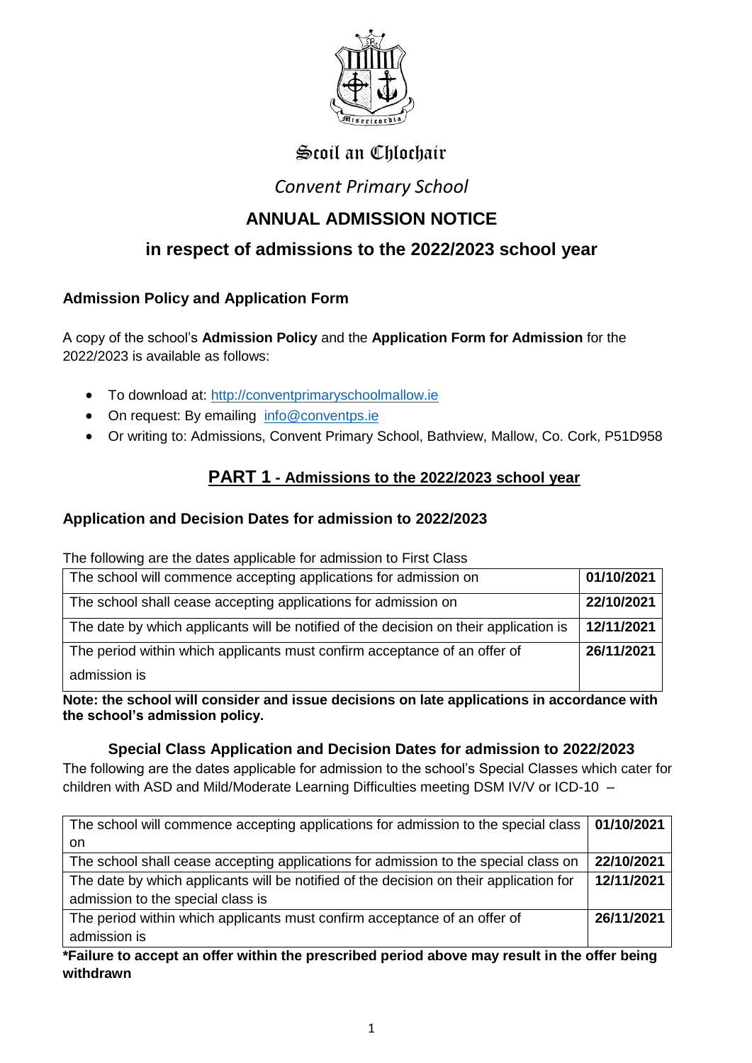Scoil an Chlochair

*Convent Primary School*

# ANNUAL ADMISSION NOTICE

## in respect of admissions to the 2022/2023 school year

### Admission Policy and Application Form

A copy of the school's **Admission Policy** and the **Application Form for Admission** for the 2022/2023 is available as follows:

- To download at: http://conventprimaryschoolmallow.ie
- On request: By emailing info@conventps.ie
- Or writing to: Admissions, Convent Primary School, Bathview, Mallow, Co. Cork, P51D958

## PART 1 - Admissions to the 2022/2023 school year

### Application and Decision Dates for admission to 2022/2023

The following are the dates applicable for admission to First Class

| | |
|---|---|
| The school will commence accepting applications for admission on | **01/10/2021** |
| The school shall cease accepting applications for admission on | **22/10/2021** |
| The date by which applicants will be notified of the decision on their application is | **12/11/2021** |
| The period within which applicants must confirm acceptance of an offer of admission is | **26/11/2021** |

**Note: the school will consider and issue decisions on late applications in accordance with the school's admission policy.**

### Special Class Application and Decision Dates for admission to 2022/2023

The following are the dates applicable for admission to the school's Special Classes which cater for children with ASD and Mild/Moderate Learning Difficulties meeting DSM IV/V or ICD-10 –

| | |
|---|---|
| The school will commence accepting applications for admission to the special class on | **01/10/2021** |
| The school shall cease accepting applications for admission to the special class on | **22/10/2021** |
| The date by which applicants will be notified of the decision on their application for admission to the special class is | **12/11/2021** |
| The period within which applicants must confirm acceptance of an offer of admission is | **26/11/2021** |

**\*Failure to accept an offer within the prescribed period above may result in the offer being withdrawn**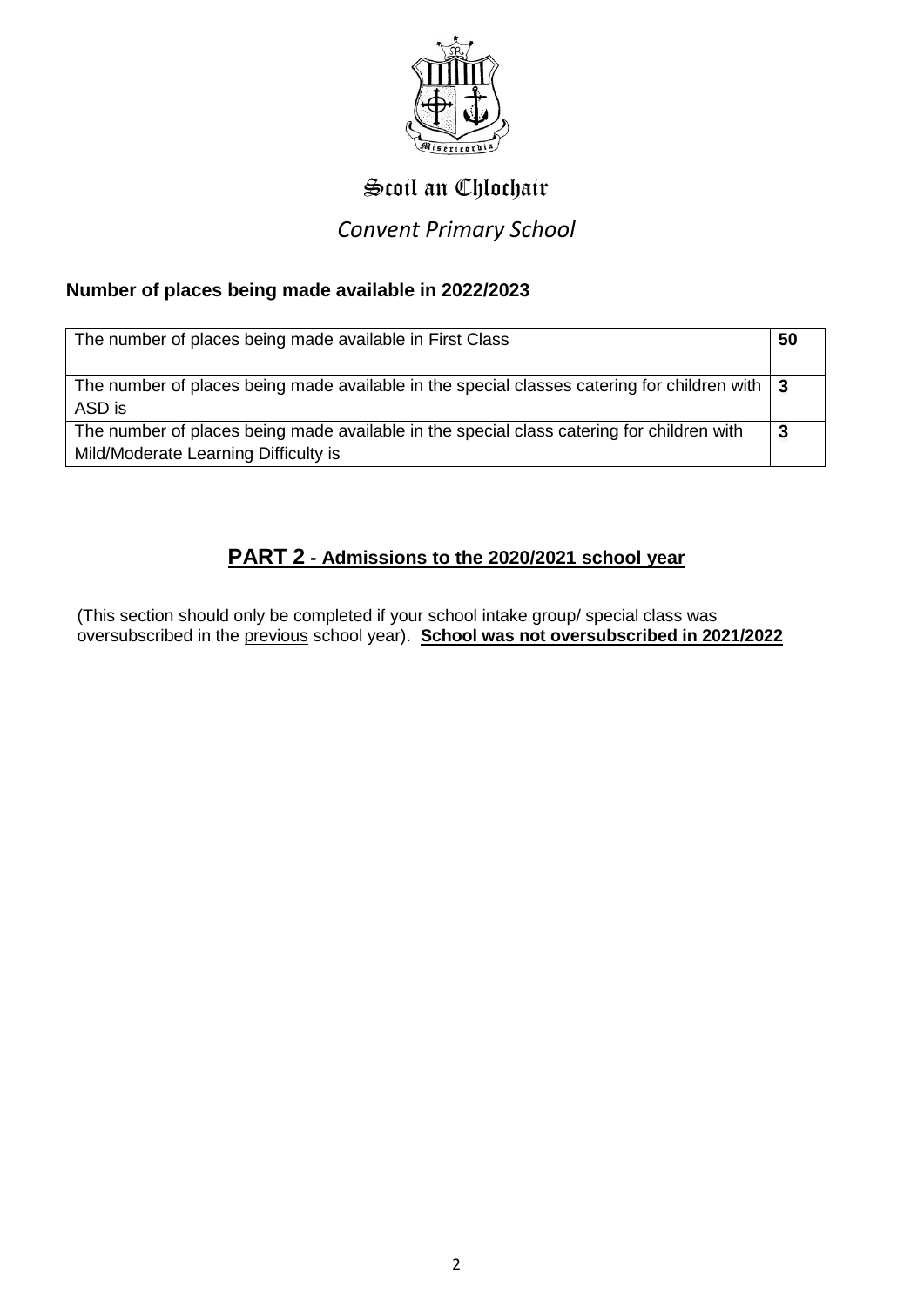# Scoil an Chlochair

*Convent Primary School*

**Number of places being made available in 2022/2023**

| | |
|---|---|
| The number of places being made available in First Class | **50** |
| The number of places being made available in the special classes catering for children with ASD is | **3** |
| The number of places being made available in the special class catering for children with Mild/Moderate Learning Difficulty is | **3** |

## PART 2 - Admissions to the 2020/2021 school year

(This section should only be completed if your school intake group/ special class was oversubscribed in the previous school year). **School was not oversubscribed in 2021/2022**